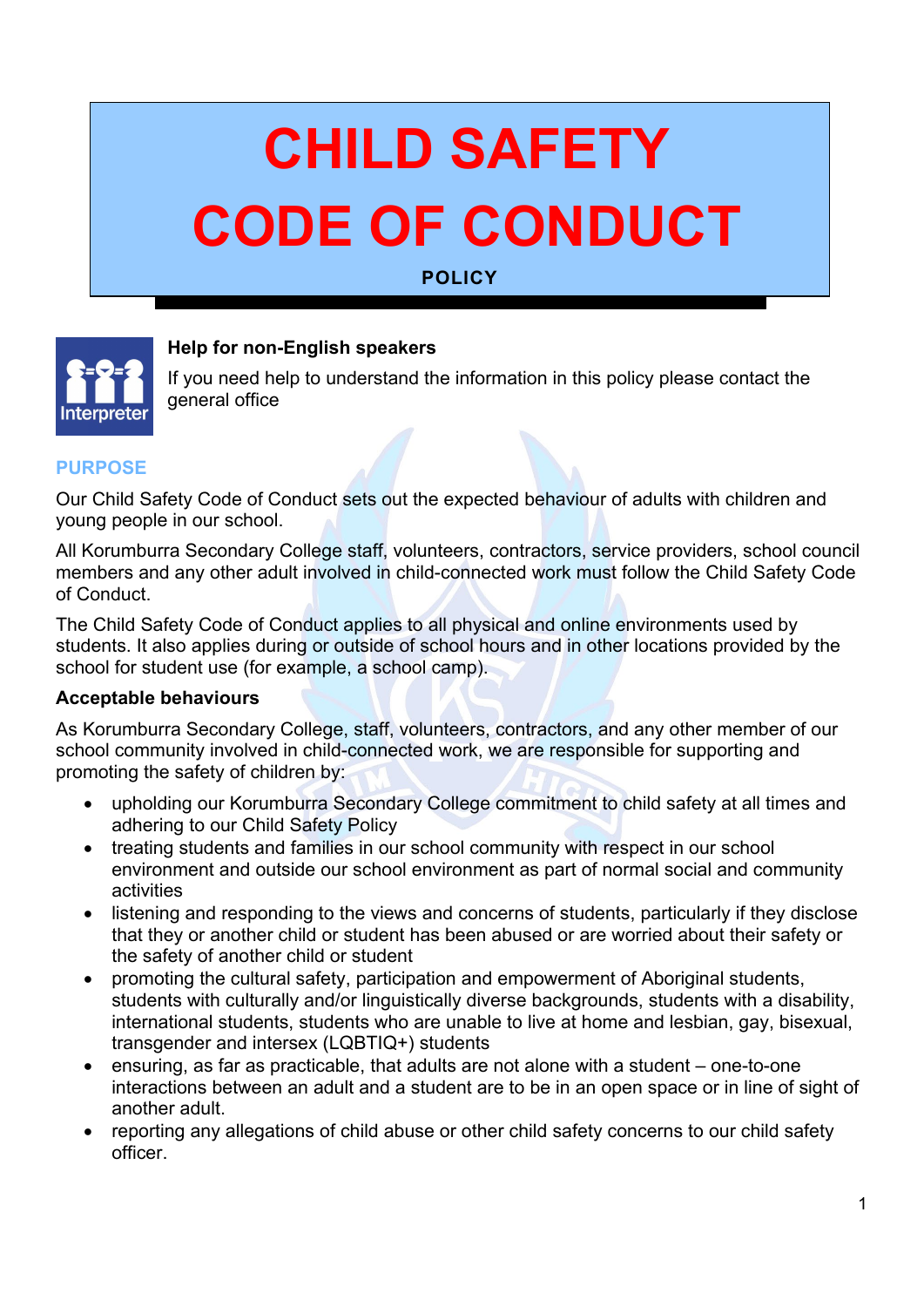# CHILD SAFETY CODE OF CONDUCT

**POLICY**

**Help for non-English speakers**

If you need help to understand the information in this policy please contact the general office

## PURPOSE

Our Child Safety Code of Conduct sets out the expected behaviour of adults with children and young people in our school.

All Korumburra Secondary College staff, volunteers, contractors, service providers, school council members and any other adult involved in child-connected work must follow the Child Safety Code of Conduct.

The Child Safety Code of Conduct applies to all physical and online environments used by students. It also applies during or outside of school hours and in other locations provided by the school for student use (for example, a school camp).

### Acceptable behaviours

As Korumburra Secondary College, staff, volunteers, contractors, and any other member of our school community involved in child-connected work, we are responsible for supporting and promoting the safety of children by:

- upholding our Korumburra Secondary College commitment to child safety at all times and adhering to our Child Safety Policy
- treating students and families in our school community with respect in our school environment and outside our school environment as part of normal social and community activities
- listening and responding to the views and concerns of students, particularly if they disclose that they or another child or student has been abused or are worried about their safety or the safety of another child or student
- promoting the cultural safety, participation and empowerment of Aboriginal students, students with culturally and/or linguistically diverse backgrounds, students with a disability, international students, students who are unable to live at home and lesbian, gay, bisexual, transgender and intersex (LQBTIQ+) students
- ensuring, as far as practicable, that adults are not alone with a student – one-to-one interactions between an adult and a student are to be in an open space or in line of sight of another adult.
- reporting any allegations of child abuse or other child safety concerns to our child safety officer.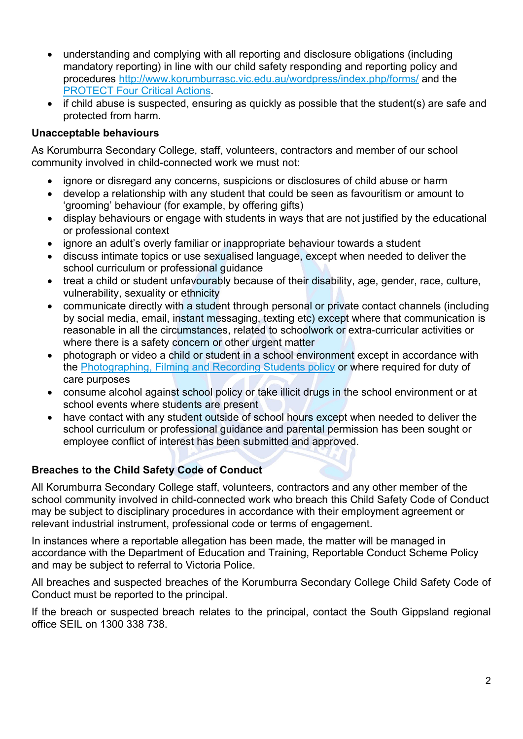- understanding and complying with all reporting and disclosure obligations (including mandatory reporting) in line with our child safety responding and reporting policy and procedures http://www.korumburrasc.vic.edu.au/wordpress/index.php/forms/ and the PROTECT Four Critical Actions.
- if child abuse is suspected, ensuring as quickly as possible that the student(s) are safe and protected from harm.

**Unacceptable behaviours**

As Korumburra Secondary College, staff, volunteers, contractors and member of our school community involved in child-connected work we must not:

- ignore or disregard any concerns, suspicions or disclosures of child abuse or harm
- develop a relationship with any student that could be seen as favouritism or amount to 'grooming' behaviour (for example, by offering gifts)
- display behaviours or engage with students in ways that are not justified by the educational or professional context
- ignore an adult's overly familiar or inappropriate behaviour towards a student
- discuss intimate topics or use sexualised language, except when needed to deliver the school curriculum or professional guidance
- treat a child or student unfavourably because of their disability, age, gender, race, culture, vulnerability, sexuality or ethnicity
- communicate directly with a student through personal or private contact channels (including by social media, email, instant messaging, texting etc) except where that communication is reasonable in all the circumstances, related to schoolwork or extra-curricular activities or where there is a safety concern or other urgent matter
- photograph or video a child or student in a school environment except in accordance with the Photographing, Filming and Recording Students policy or where required for duty of care purposes
- consume alcohol against school policy or take illicit drugs in the school environment or at school events where students are present
- have contact with any student outside of school hours except when needed to deliver the school curriculum or professional guidance and parental permission has been sought or employee conflict of interest has been submitted and approved.

**Breaches to the Child Safety Code of Conduct**

All Korumburra Secondary College staff, volunteers, contractors and any other member of the school community involved in child-connected work who breach this Child Safety Code of Conduct may be subject to disciplinary procedures in accordance with their employment agreement or relevant industrial instrument, professional code or terms of engagement.

In instances where a reportable allegation has been made, the matter will be managed in accordance with the Department of Education and Training, Reportable Conduct Scheme Policy and may be subject to referral to Victoria Police.

All breaches and suspected breaches of the Korumburra Secondary College Child Safety Code of Conduct must be reported to the principal.

If the breach or suspected breach relates to the principal, contact the South Gippsland regional office SEIL on 1300 338 738.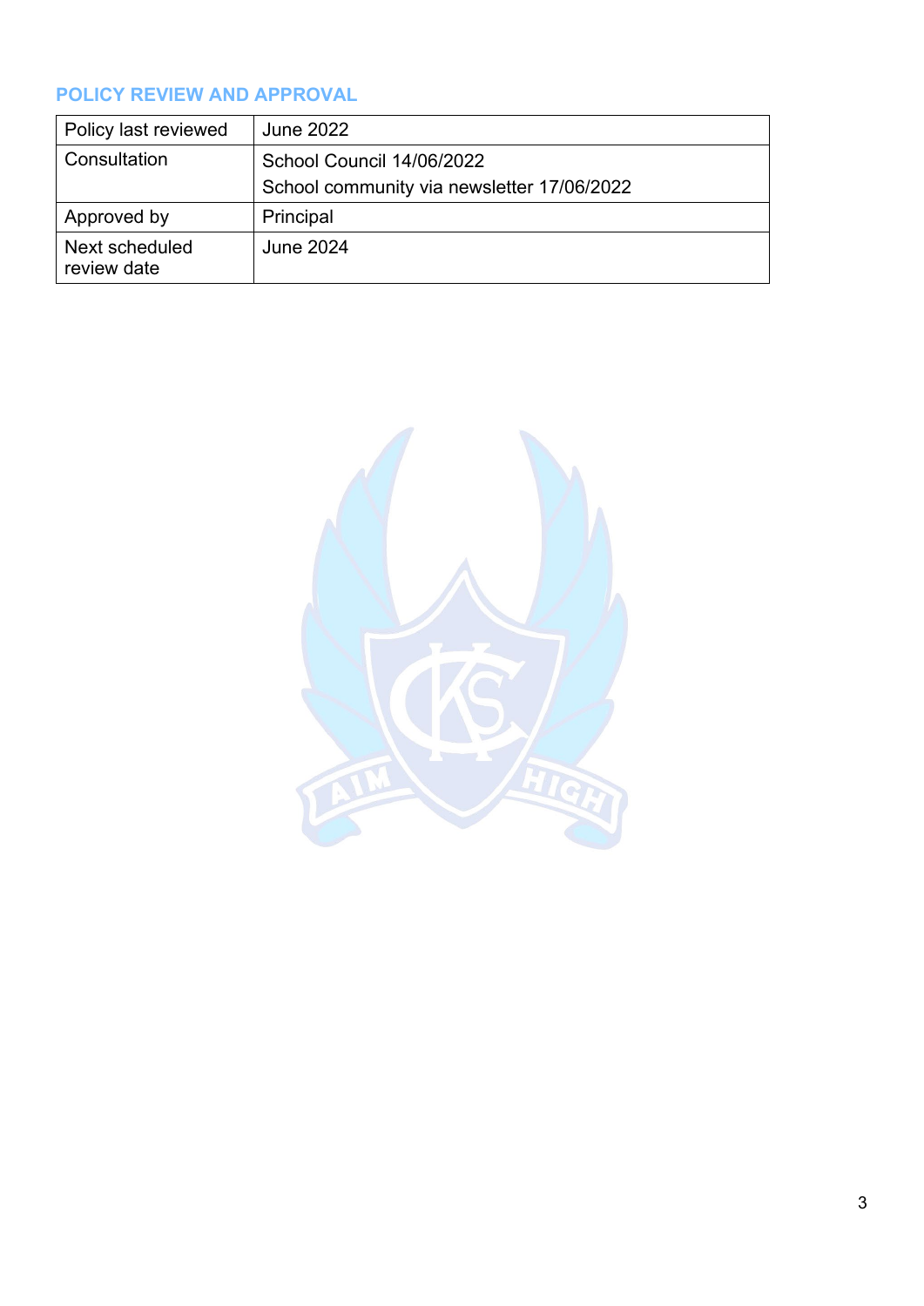## POLICY REVIEW AND APPROVAL

| | |
|---|---|
| Policy last reviewed | June 2022 |
| Consultation | School Council 14/06/2022<br>School community via newsletter 17/06/2022 |
| Approved by | Principal |
| Next scheduled review date | June 2024 |